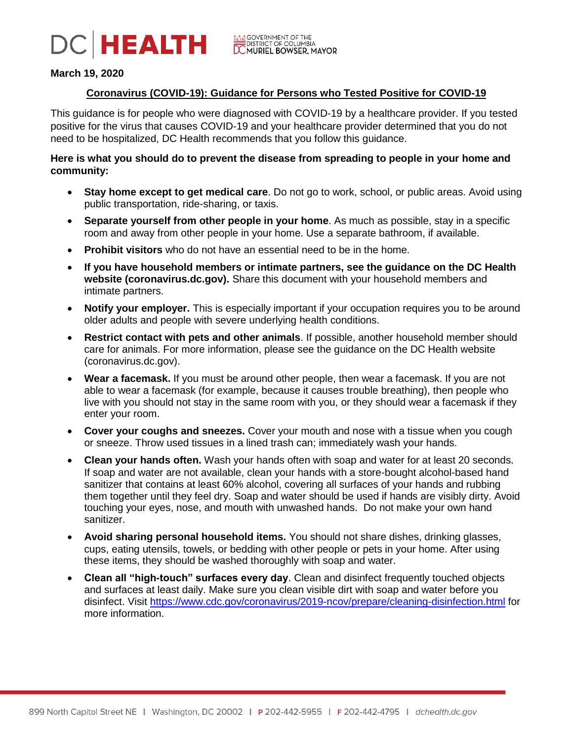DC | HEALTH

GOVERNMENT OF THE DISTRICT OF COLUMBIA
DC MURIEL BOWSER, MAYOR

**March 19, 2020**

## Coronavirus (COVID-19): Guidance for Persons who Tested Positive for COVID-19

This guidance is for people who were diagnosed with COVID-19 by a healthcare provider. If you tested positive for the virus that causes COVID-19 and your healthcare provider determined that you do not need to be hospitalized, DC Health recommends that you follow this guidance.

**Here is what you should do to prevent the disease from spreading to people in your home and community:**

- **Stay home except to get medical care**. Do not go to work, school, or public areas. Avoid using public transportation, ride-sharing, or taxis.
- **Separate yourself from other people in your home**. As much as possible, stay in a specific room and away from other people in your home. Use a separate bathroom, if available.
- **Prohibit visitors** who do not have an essential need to be in the home.
- **If you have household members or intimate partners, see the guidance on the DC Health website (coronavirus.dc.gov).** Share this document with your household members and intimate partners.
- **Notify your employer.** This is especially important if your occupation requires you to be around older adults and people with severe underlying health conditions.
- **Restrict contact with pets and other animals**. If possible, another household member should care for animals. For more information, please see the guidance on the DC Health website (coronavirus.dc.gov).
- **Wear a facemask.** If you must be around other people, then wear a facemask. If you are not able to wear a facemask (for example, because it causes trouble breathing), then people who live with you should not stay in the same room with you, or they should wear a facemask if they enter your room.
- **Cover your coughs and sneezes.** Cover your mouth and nose with a tissue when you cough or sneeze. Throw used tissues in a lined trash can; immediately wash your hands.
- **Clean your hands often.** Wash your hands often with soap and water for at least 20 seconds. If soap and water are not available, clean your hands with a store-bought alcohol-based hand sanitizer that contains at least 60% alcohol, covering all surfaces of your hands and rubbing them together until they feel dry. Soap and water should be used if hands are visibly dirty. Avoid touching your eyes, nose, and mouth with unwashed hands. Do not make your own hand sanitizer.
- **Avoid sharing personal household items.** You should not share dishes, drinking glasses, cups, eating utensils, towels, or bedding with other people or pets in your home. After using these items, they should be washed thoroughly with soap and water.
- **Clean all "high-touch" surfaces every day**. Clean and disinfect frequently touched objects and surfaces at least daily. Make sure you clean visible dirt with soap and water before you disinfect. Visit https://www.cdc.gov/coronavirus/2019-ncov/prepare/cleaning-disinfection.html for more information.

899 North Capitol Street NE | Washington, DC 20002 | P 202-442-5955 | F 202-442-4795 | dchealth.dc.gov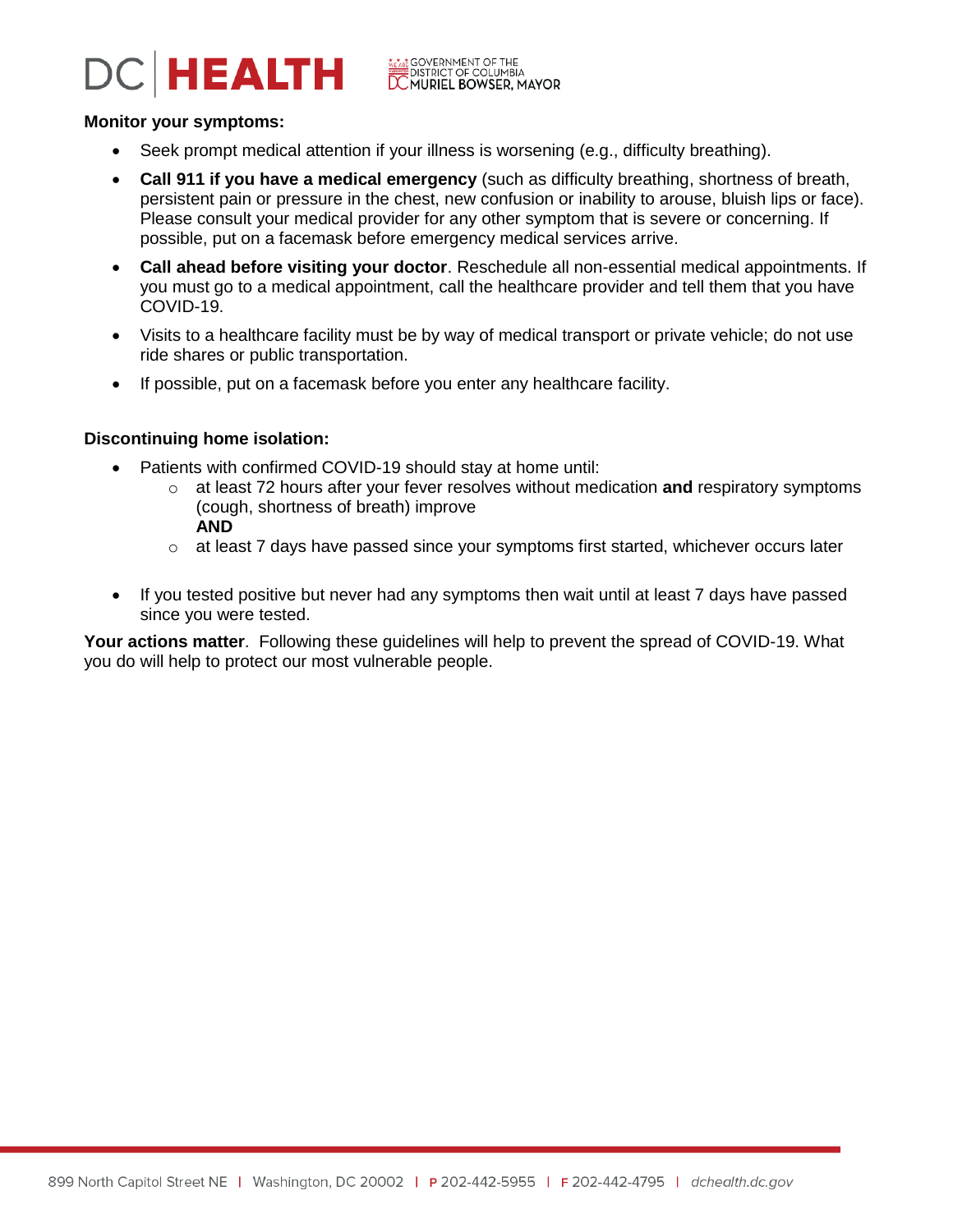**Monitor your symptoms:**

- Seek prompt medical attention if your illness is worsening (e.g., difficulty breathing).
- **Call 911 if you have a medical emergency** (such as difficulty breathing, shortness of breath, persistent pain or pressure in the chest, new confusion or inability to arouse, bluish lips or face). Please consult your medical provider for any other symptom that is severe or concerning. If possible, put on a facemask before emergency medical services arrive.
- **Call ahead before visiting your doctor**. Reschedule all non-essential medical appointments. If you must go to a medical appointment, call the healthcare provider and tell them that you have COVID-19.
- Visits to a healthcare facility must be by way of medical transport or private vehicle; do not use ride shares or public transportation.
- If possible, put on a facemask before you enter any healthcare facility.

**Discontinuing home isolation:**

- Patients with confirmed COVID-19 should stay at home until:
  - at least 72 hours after your fever resolves without medication **and** respiratory symptoms (cough, shortness of breath) improve
    **AND**
  - at least 7 days have passed since your symptoms first started, whichever occurs later

- If you tested positive but never had any symptoms then wait until at least 7 days have passed since you were tested.

**Your actions matter**. Following these guidelines will help to prevent the spread of COVID-19. What you do will help to protect our most vulnerable people.